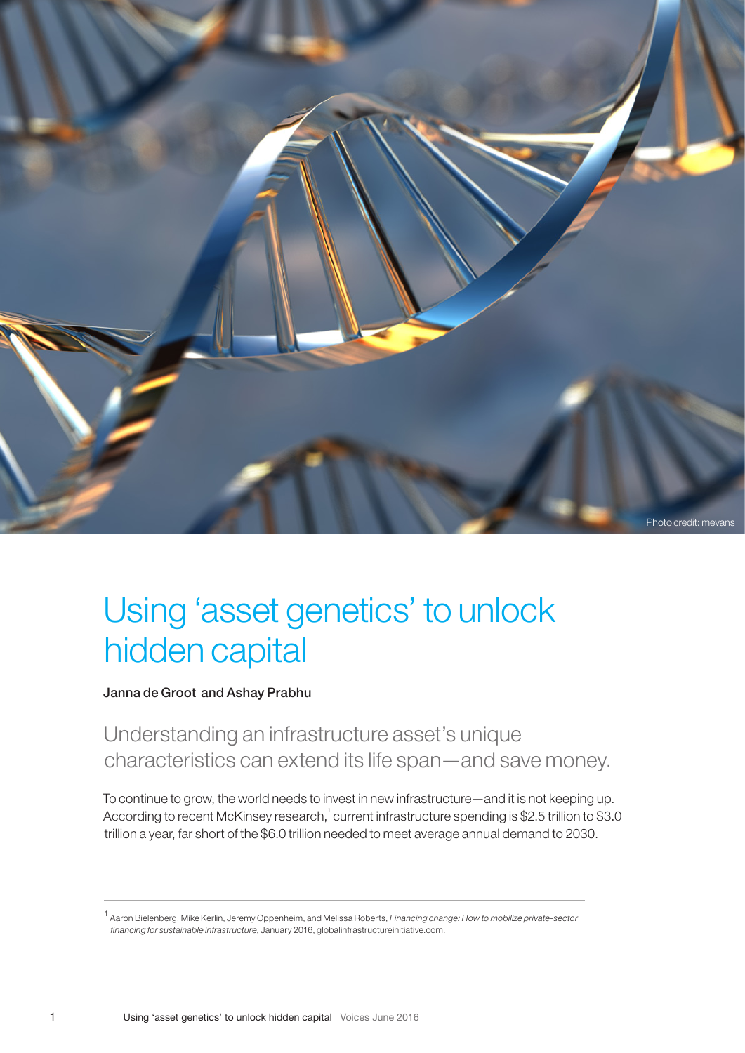Photo credit: mevans

# Using 'asset genetics' to unlock hidden capital

**Janna de Groot and Ashay Prabhu**

## Understanding an infrastructure asset's unique characteristics can extend its life span—and save money.

To continue to grow, the world needs to invest in new infrastructure—and it is not keeping up. According to recent McKinsey research,[1] current infrastructure spending is $2.5 trillion to $3.0 trillion a year, far short of the $6.0 trillion needed to meet average annual demand to 2030.

---

[1] Aaron Bielenberg, Mike Kerlin, Jeremy Oppenheim, and Melissa Roberts, *Financing change: How to mobilize private-sector financing for sustainable infrastructure*, January 2016, globalinfrastructureinitiative.com.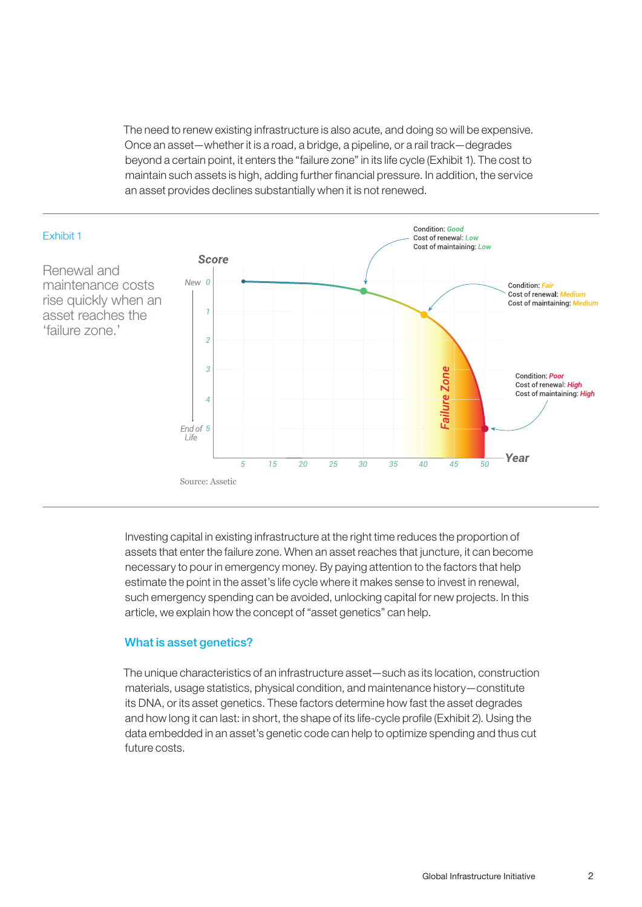The need to renew existing infrastructure is also acute, and doing so will be expensive. Once an asset—whether it is a road, a bridge, a pipeline, or a rail track—degrades beyond a certain point, it enters the "failure zone" in its life cycle (Exhibit 1). The cost to maintain such assets is high, adding further financial pressure. In addition, the service an asset provides declines substantially when it is not renewed.

Exhibit 1

Renewal and maintenance costs rise quickly when an asset reaches the 'failure zone.'

Score

New 0, 1, 2, 3, 4, End of Life 5

Year: 5, 15, 20, 25, 30, 35, 40, 45, 50

Condition: Good
Cost of renewal: Low
Cost of maintaining: Low

Condition: Fair
Cost of renewal: Medium
Cost of maintaining: Medium

Condition: Poor
Cost of renewal: High
Cost of maintaining: High

Failure Zone

Source: Assetic

Investing capital in existing infrastructure at the right time reduces the proportion of assets that enter the failure zone. When an asset reaches that juncture, it can become necessary to pour in emergency money. By paying attention to the factors that help estimate the point in the asset's life cycle where it makes sense to invest in renewal, such emergency spending can be avoided, unlocking capital for new projects. In this article, we explain how the concept of "asset genetics" can help.

## What is asset genetics?

The unique characteristics of an infrastructure asset—such as its location, construction materials, usage statistics, physical condition, and maintenance history—constitute its DNA, or its asset genetics. These factors determine how fast the asset degrades and how long it can last: in short, the shape of its life-cycle profile (Exhibit 2). Using the data embedded in an asset's genetic code can help to optimize spending and thus cut future costs.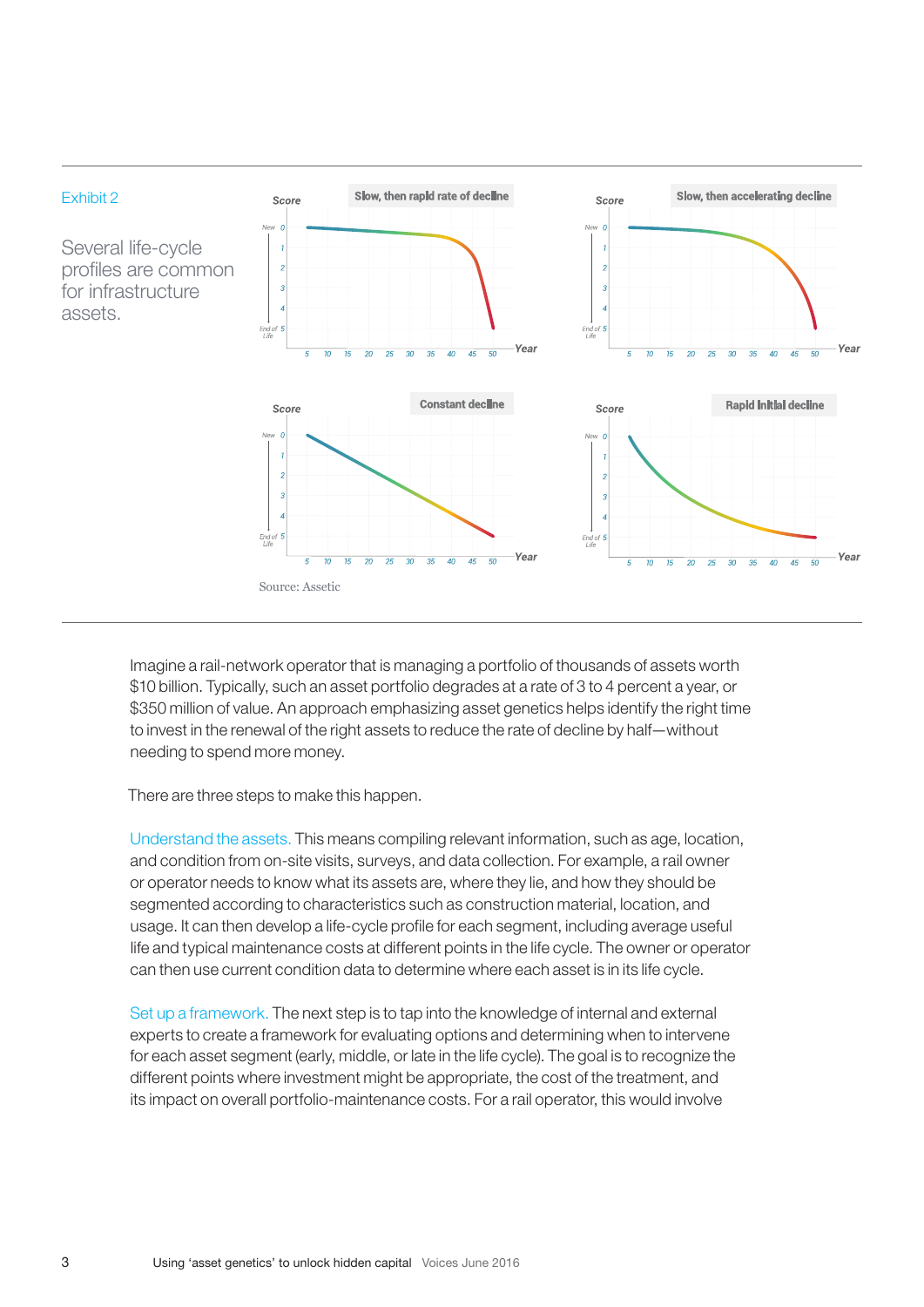Exhibit 2

Several life-cycle profiles are common for infrastructure assets.

Source: Assetic

Imagine a rail-network operator that is managing a portfolio of thousands of assets worth $10 billion. Typically, such an asset portfolio degrades at a rate of 3 to 4 percent a year, or $350 million of value. An approach emphasizing asset genetics helps identify the right time to invest in the renewal of the right assets to reduce the rate of decline by half—without needing to spend more money.

There are three steps to make this happen.

Understand the assets. This means compiling relevant information, such as age, location, and condition from on-site visits, surveys, and data collection. For example, a rail owner or operator needs to know what its assets are, where they lie, and how they should be segmented according to characteristics such as construction material, location, and usage. It can then develop a life-cycle profile for each segment, including average useful life and typical maintenance costs at different points in the life cycle. The owner or operator can then use current condition data to determine where each asset is in its life cycle.

Set up a framework. The next step is to tap into the knowledge of internal and external experts to create a framework for evaluating options and determining when to intervene for each asset segment (early, middle, or late in the life cycle). The goal is to recognize the different points where investment might be appropriate, the cost of the treatment, and its impact on overall portfolio-maintenance costs. For a rail operator, this would involve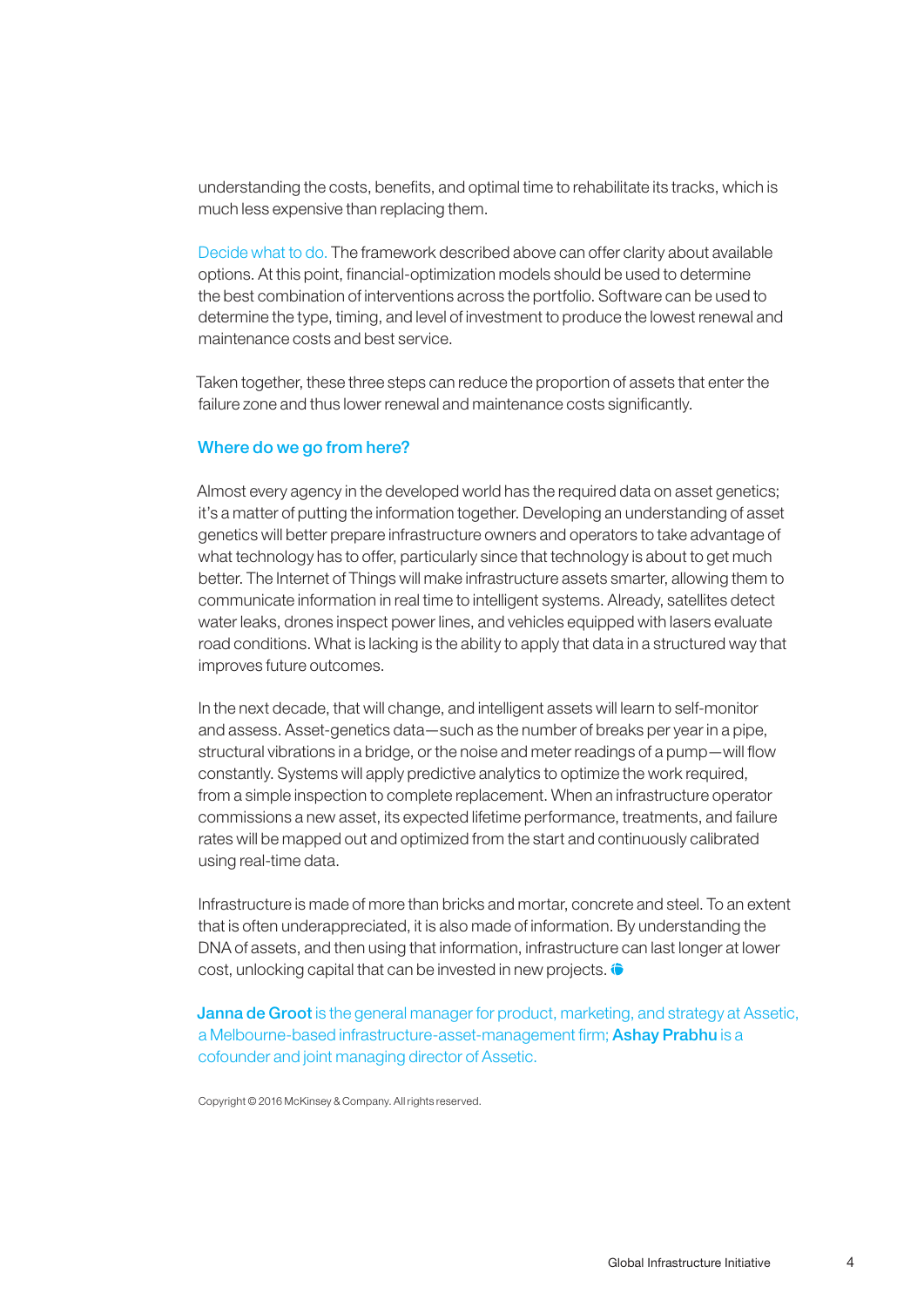understanding the costs, benefits, and optimal time to rehabilitate its tracks, which is much less expensive than replacing them.

Decide what to do. The framework described above can offer clarity about available options. At this point, financial-optimization models should be used to determine the best combination of interventions across the portfolio. Software can be used to determine the type, timing, and level of investment to produce the lowest renewal and maintenance costs and best service.

Taken together, these three steps can reduce the proportion of assets that enter the failure zone and thus lower renewal and maintenance costs significantly.

## Where do we go from here?

Almost every agency in the developed world has the required data on asset genetics; it's a matter of putting the information together. Developing an understanding of asset genetics will better prepare infrastructure owners and operators to take advantage of what technology has to offer, particularly since that technology is about to get much better. The Internet of Things will make infrastructure assets smarter, allowing them to communicate information in real time to intelligent systems. Already, satellites detect water leaks, drones inspect power lines, and vehicles equipped with lasers evaluate road conditions. What is lacking is the ability to apply that data in a structured way that improves future outcomes.

In the next decade, that will change, and intelligent assets will learn to self-monitor and assess. Asset-genetics data—such as the number of breaks per year in a pipe, structural vibrations in a bridge, or the noise and meter readings of a pump—will flow constantly. Systems will apply predictive analytics to optimize the work required, from a simple inspection to complete replacement. When an infrastructure operator commissions a new asset, its expected lifetime performance, treatments, and failure rates will be mapped out and optimized from the start and continuously calibrated using real-time data.

Infrastructure is made of more than bricks and mortar, concrete and steel. To an extent that is often underappreciated, it is also made of information. By understanding the DNA of assets, and then using that information, infrastructure can last longer at lower cost, unlocking capital that can be invested in new projects.

**Janna de Groot** is the general manager for product, marketing, and strategy at Assetic, a Melbourne-based infrastructure-asset-management firm; **Ashay Prabhu** is a cofounder and joint managing director of Assetic.

Copyright © 2016 McKinsey & Company. All rights reserved.